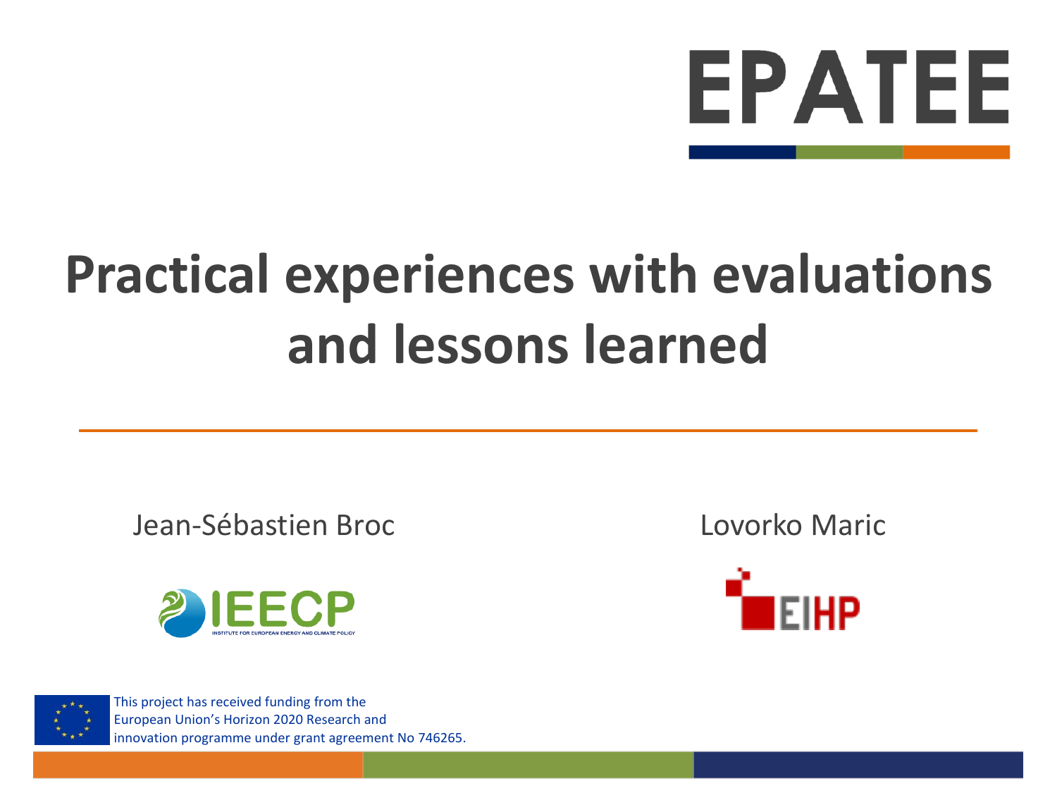EPATEE

# Practical experiences with evaluations and lessons learned

Jean-Sébastien Broc

IEECP – Institute for European Energy and Climate Policy

Lovorko Maric

EIHP

This project has received funding from the European Union's Horizon 2020 Research and innovation programme under grant agreement No 746265.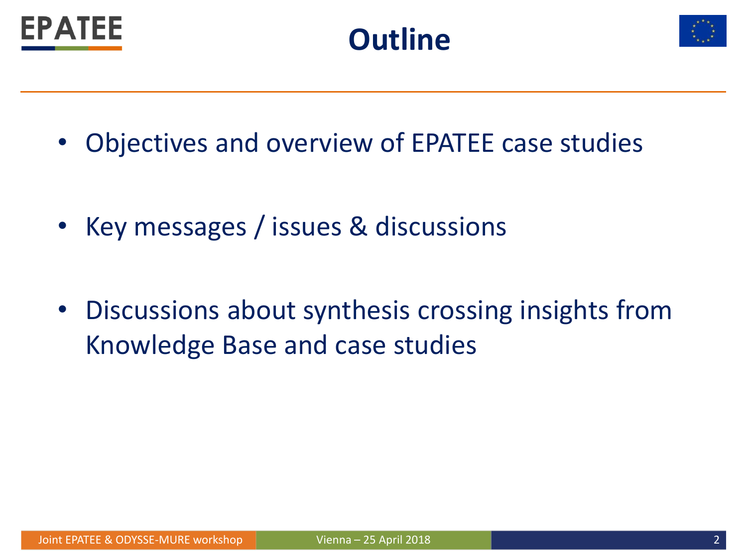# Outline

- Objectives and overview of EPATEE case studies
- Key messages / issues & discussions
- Discussions about synthesis crossing insights from Knowledge Base and case studies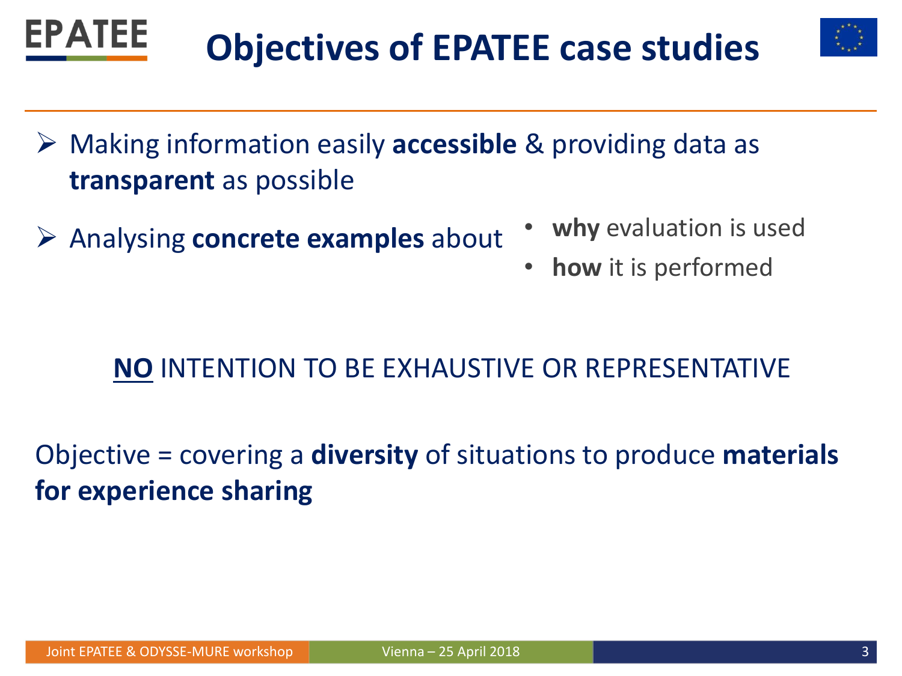# Objectives of EPATEE case studies

- Making information easily **accessible** & providing data as **transparent** as possible
- Analysing **concrete examples** about
  - **why** evaluation is used
  - **how** it is performed

**NO** INTENTION TO BE EXHAUSTIVE OR REPRESENTATIVE

Objective = covering a **diversity** of situations to produce **materials for experience sharing**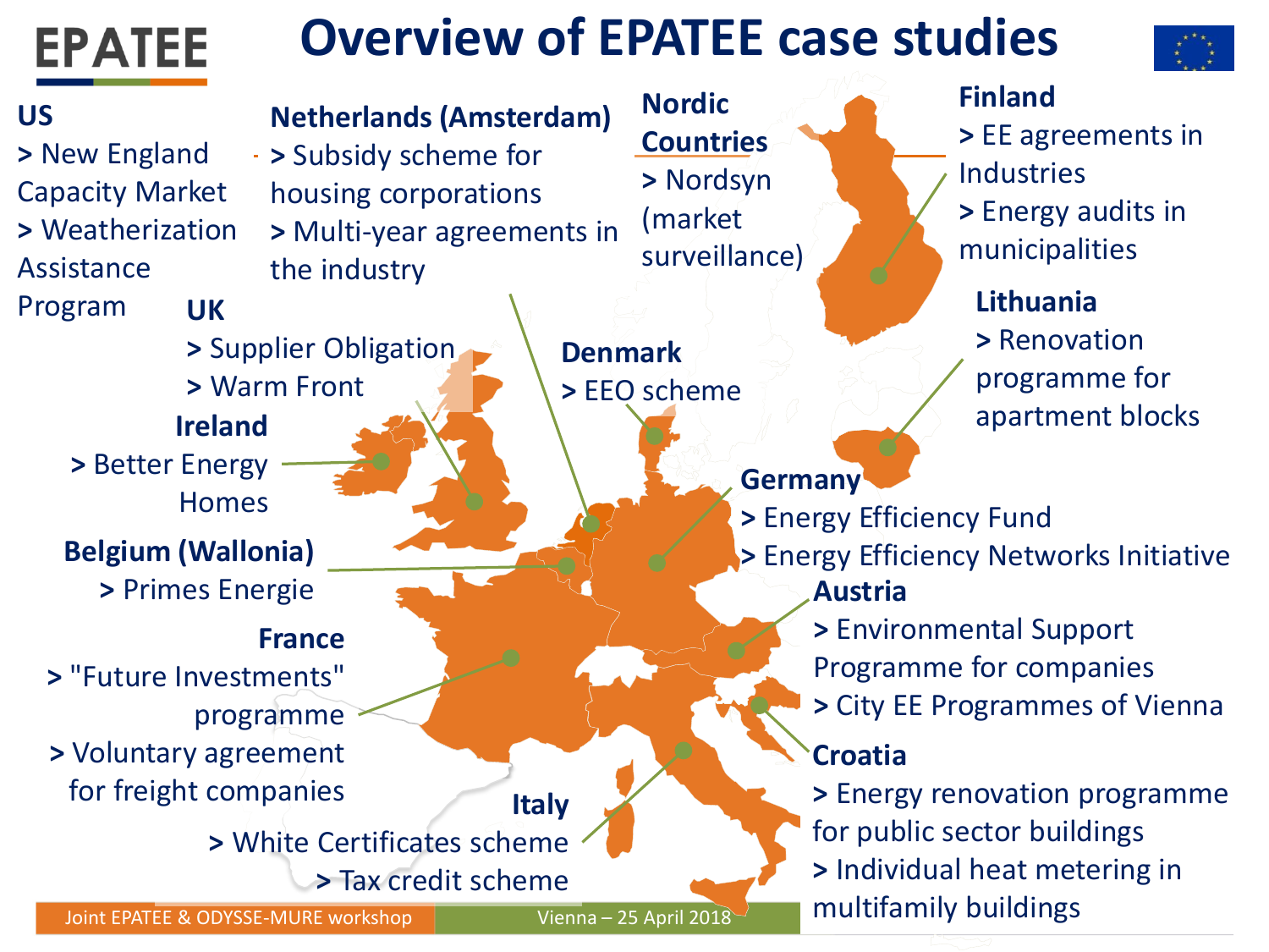# Overview of EPATEE case studies

**US**
> New England Capacity Market
> Weatherization Assistance Program

**Netherlands (Amsterdam)**
> Subsidy scheme for housing corporations
> Multi-year agreements in the industry

**Nordic Countries**
> Nordsyn (market surveillance)

**Finland**
> EE agreements in Industries
> Energy audits in municipalities

**UK**
> Supplier Obligation
> Warm Front

**Denmark**
> EEO scheme

**Lithuania**
> Renovation programme for apartment blocks

**Ireland**
> Better Energy Homes

**Germany**
> Energy Efficiency Fund
> Energy Efficiency Networks Initiative

**Belgium (Wallonia)**
> Primes Energie

**Austria**
> Environmental Support Programme for companies
> City EE Programmes of Vienna

**France**
> "Future Investments" programme
> Voluntary agreement for freight companies

**Croatia**
> Energy renovation programme for public sector buildings
> Individual heat metering in multifamily buildings

**Italy**
> White Certificates scheme
> Tax credit scheme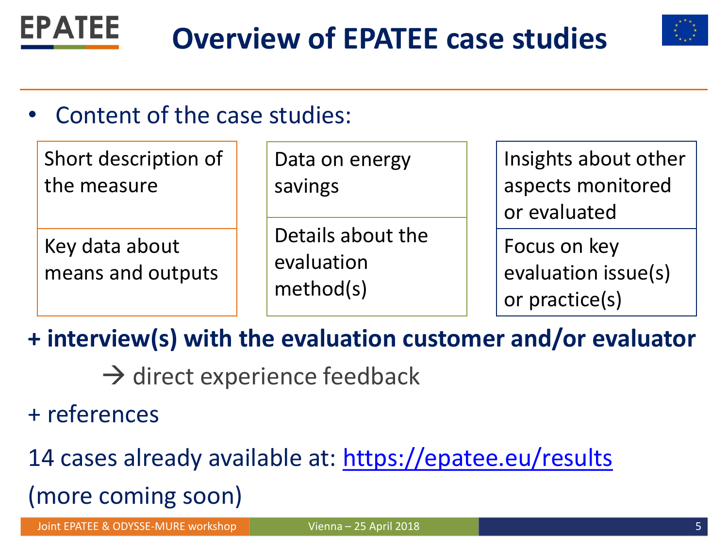# Overview of EPATEE case studies

- Content of the case studies:

| | | |
|---|---|---|
| Short description of the measure | Data on energy savings | Insights about other aspects monitored or evaluated |
| Key data about means and outputs | Details about the evaluation method(s) | Focus on key evaluation issue(s) or practice(s) |

**+ interview(s) with the evaluation customer and/or evaluator**

→ direct experience feedback

+ references

14 cases already available at: https://epatee.eu/results

(more coming soon)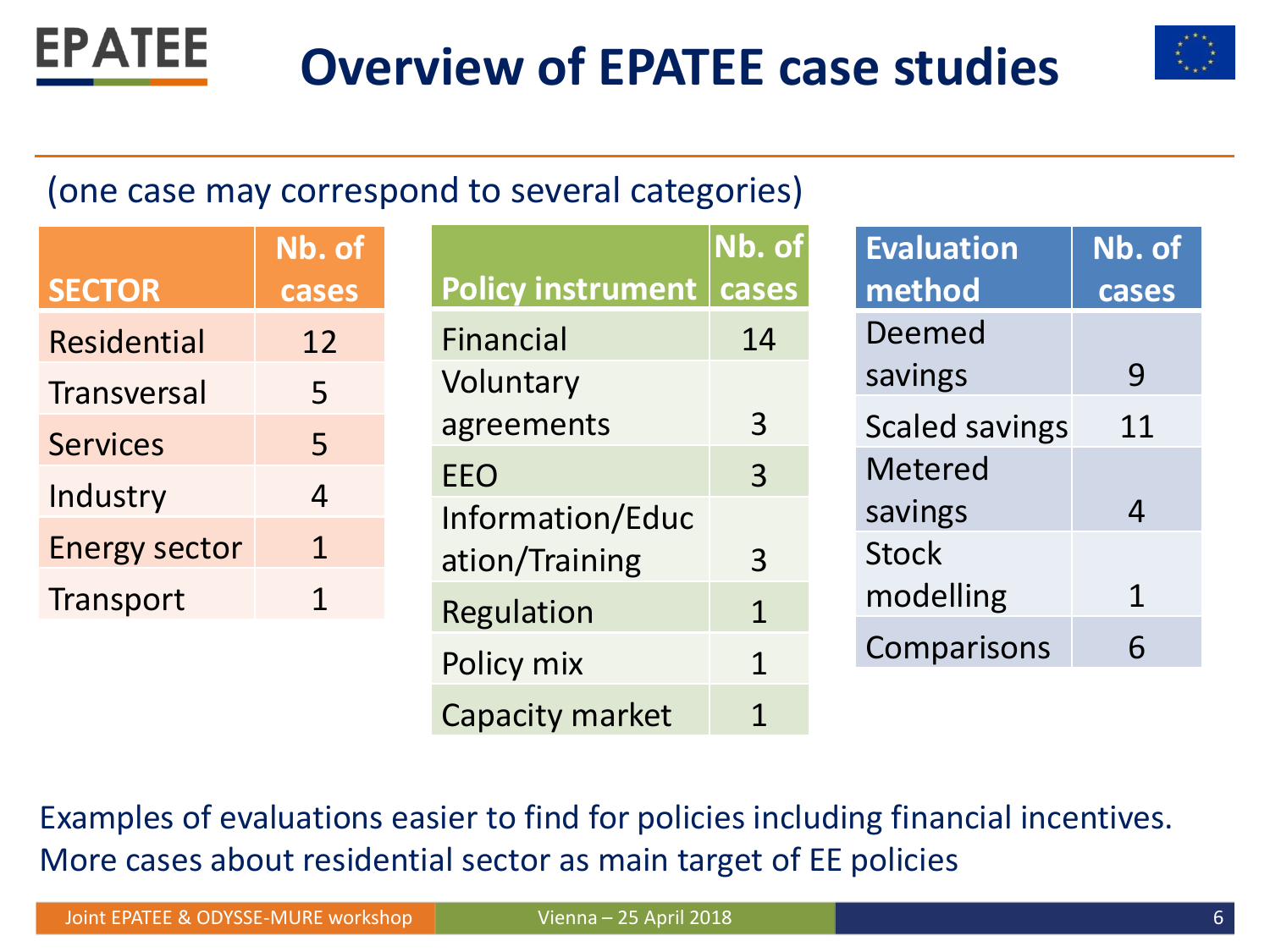# Overview of EPATEE case studies

(one case may correspond to several categories)

| SECTOR | Nb. of cases |
|---|---|
| Residential | 12 |
| Transversal | 5 |
| Services | 5 |
| Industry | 4 |
| Energy sector | 1 |
| Transport | 1 |

| Policy instrument | Nb. of cases |
|---|---|
| Financial | 14 |
| Voluntary agreements | 3 |
| EEO | 3 |
| Information/Education/Training | 3 |
| Regulation | 1 |
| Policy mix | 1 |
| Capacity market | 1 |

| Evaluation method | Nb. of cases |
|---|---|
| Deemed savings | 9 |
| Scaled savings | 11 |
| Metered savings | 4 |
| Stock modelling | 1 |
| Comparisons | 6 |

Examples of evaluations easier to find for policies including financial incentives.
More cases about residential sector as main target of EE policies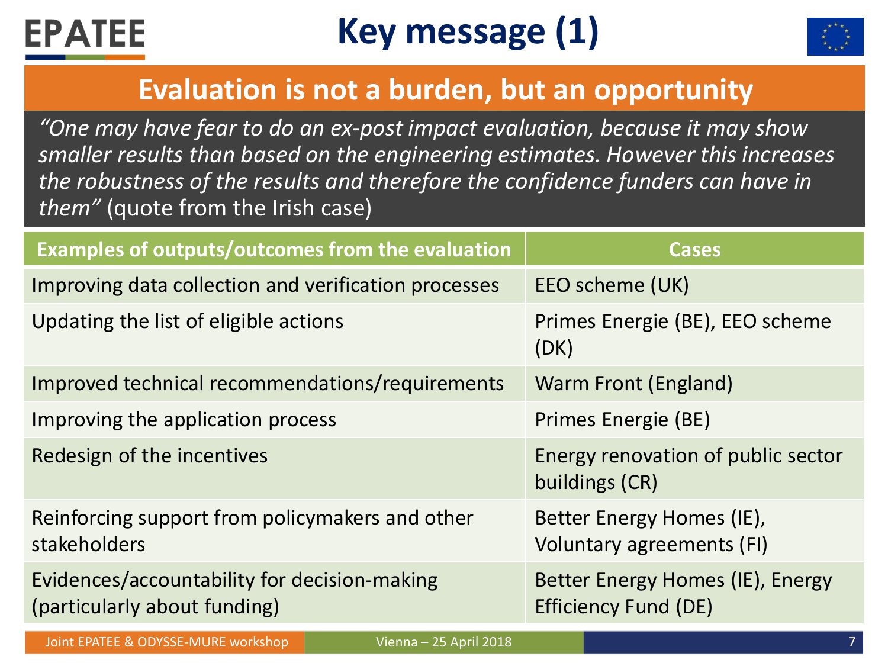# Key message (1)

## Evaluation is not a burden, but an opportunity

*"One may have fear to do an ex-post impact evaluation, because it may show smaller results than based on the engineering estimates. However this increases the robustness of the results and therefore the confidence funders can have in them"* (quote from the Irish case)

| Examples of outputs/outcomes from the evaluation | Cases |
|---|---|
| Improving data collection and verification processes | EEO scheme (UK) |
| Updating the list of eligible actions | Primes Energie (BE), EEO scheme (DK) |
| Improved technical recommendations/requirements | Warm Front (England) |
| Improving the application process | Primes Energie (BE) |
| Redesign of the incentives | Energy renovation of public sector buildings (CR) |
| Reinforcing support from policymakers and other stakeholders | Better Energy Homes (IE), Voluntary agreements (FI) |
| Evidences/accountability for decision-making (particularly about funding) | Better Energy Homes (IE), Energy Efficiency Fund (DE) |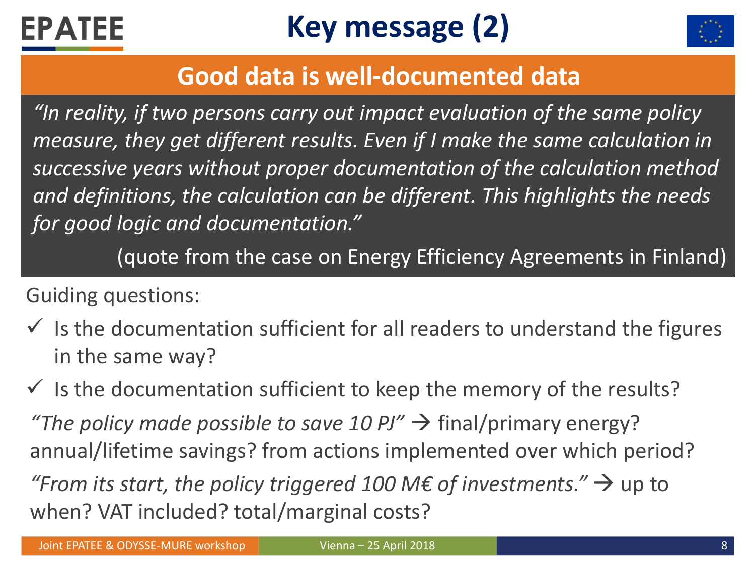# Key message (2)

## Good data is well-documented data

*"In reality, if two persons carry out impact evaluation of the same policy measure, they get different results. Even if I make the same calculation in successive years without proper documentation of the calculation method and definitions, the calculation can be different. This highlights the needs for good logic and documentation."*

(quote from the case on Energy Efficiency Agreements in Finland)

Guiding questions:

- ✓ Is the documentation sufficient for all readers to understand the figures in the same way?
- ✓ Is the documentation sufficient to keep the memory of the results?

*"The policy made possible to save 10 PJ"* → final/primary energy? annual/lifetime savings? from actions implemented over which period?

*"From its start, the policy triggered 100 M€ of investments."* → up to when? VAT included? total/marginal costs?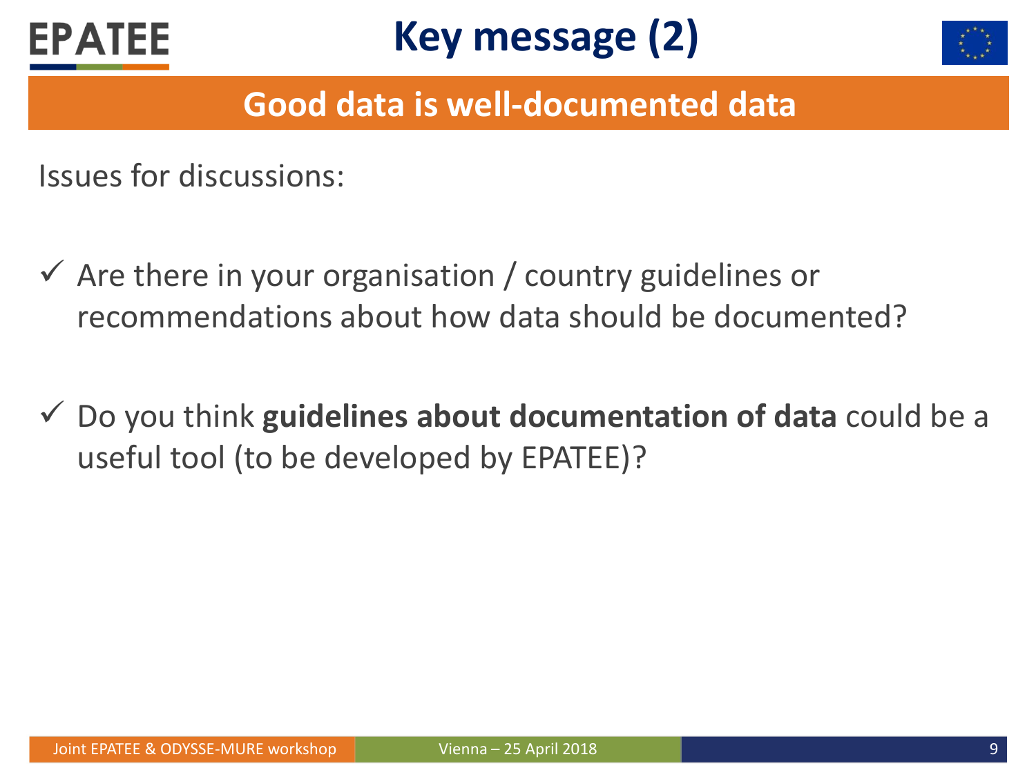# Key message (2)

## Good data is well-documented data

Issues for discussions:

- ✓ Are there in your organisation / country guidelines or recommendations about how data should be documented?
- ✓ Do you think **guidelines about documentation of data** could be a useful tool (to be developed by EPATEE)?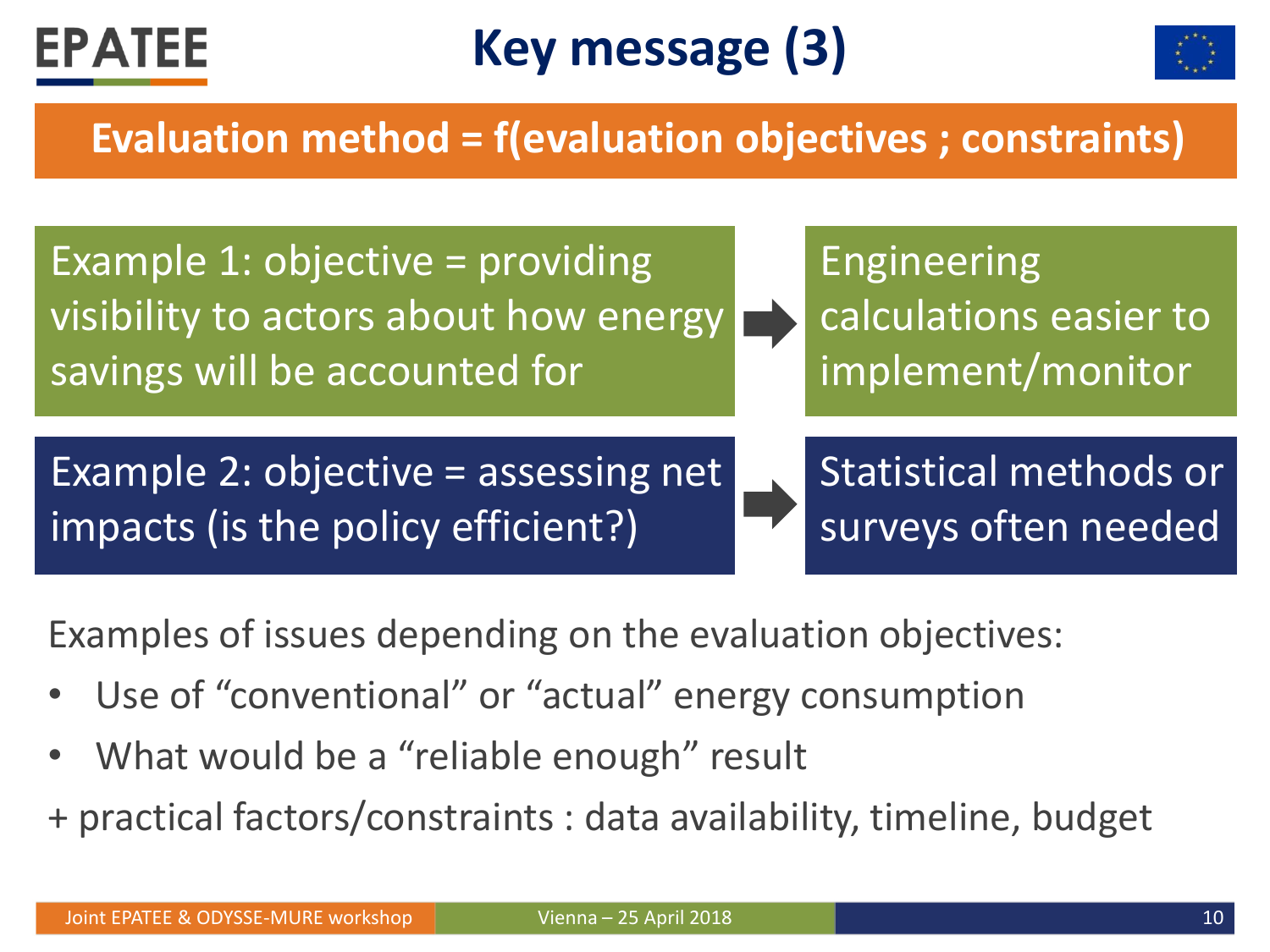# Key message (3)

**Evaluation method = f(evaluation objectives ; constraints)**

| Objective | Method |
| --- | --- |
| Example 1: objective = providing visibility to actors about how energy savings will be accounted for | Engineering calculations easier to implement/monitor |
| Example 2: objective = assessing net impacts (is the policy efficient?) | Statistical methods or surveys often needed |

Examples of issues depending on the evaluation objectives:

- Use of "conventional" or "actual" energy consumption
- What would be a "reliable enough" result

+ practical factors/constraints : data availability, timeline, budget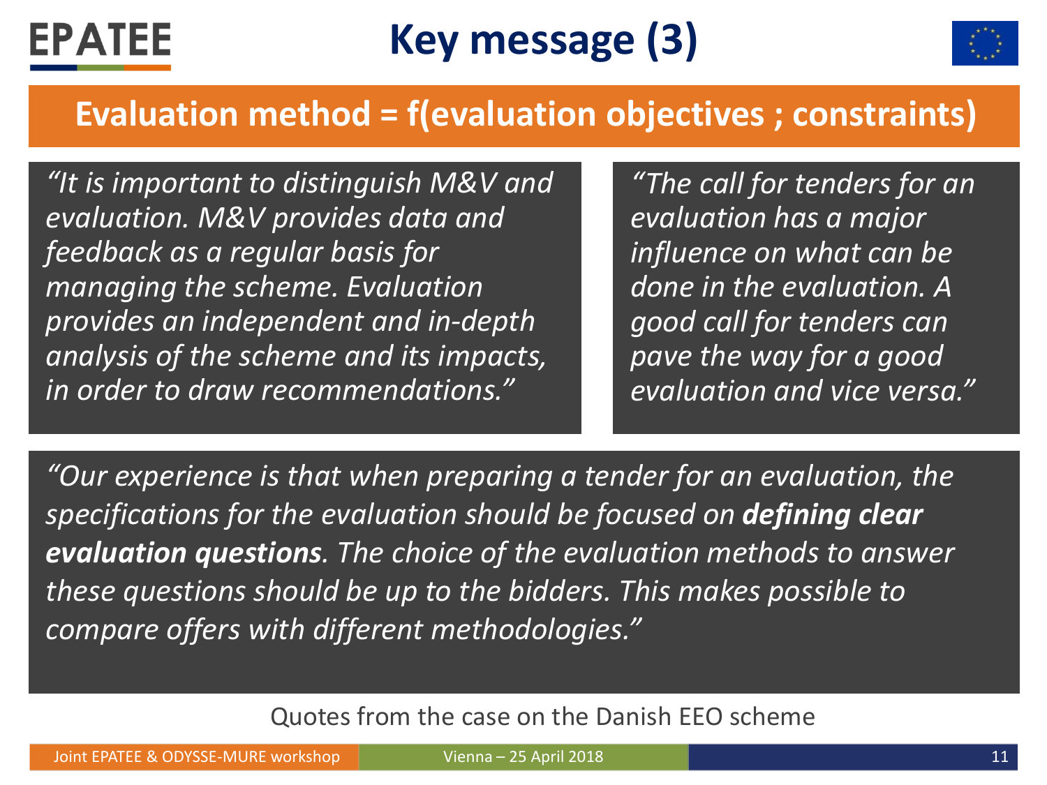# Key message (3)

## Evaluation method = f(evaluation objectives ; constraints)

*"It is important to distinguish M&V and evaluation. M&V provides data and feedback as a regular basis for managing the scheme. Evaluation provides an independent and in-depth analysis of the scheme and its impacts, in order to draw recommendations."*

*"The call for tenders for an evaluation has a major influence on what can be done in the evaluation. A good call for tenders can pave the way for a good evaluation and vice versa."*

*"Our experience is that when preparing a tender for an evaluation, the specifications for the evaluation should be focused on* ***defining clear evaluation questions****. The choice of the evaluation methods to answer these questions should be up to the bidders. This makes possible to compare offers with different methodologies."*

Quotes from the case on the Danish EEO scheme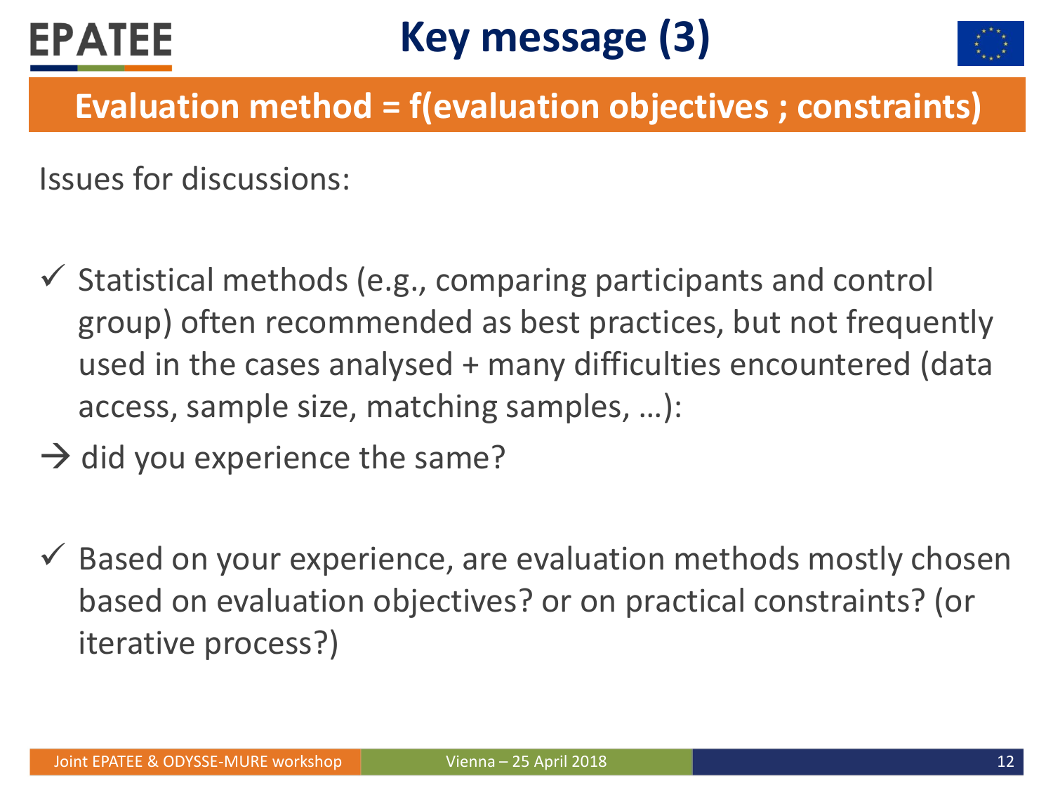# Key message (3)

## Evaluation method = f(evaluation objectives ; constraints)

Issues for discussions:

- ✓ Statistical methods (e.g., comparing participants and control group) often recommended as best practices, but not frequently used in the cases analysed + many difficulties encountered (data access, sample size, matching samples, …):

→ did you experience the same?

- ✓ Based on your experience, are evaluation methods mostly chosen based on evaluation objectives? or on practical constraints? (or iterative process?)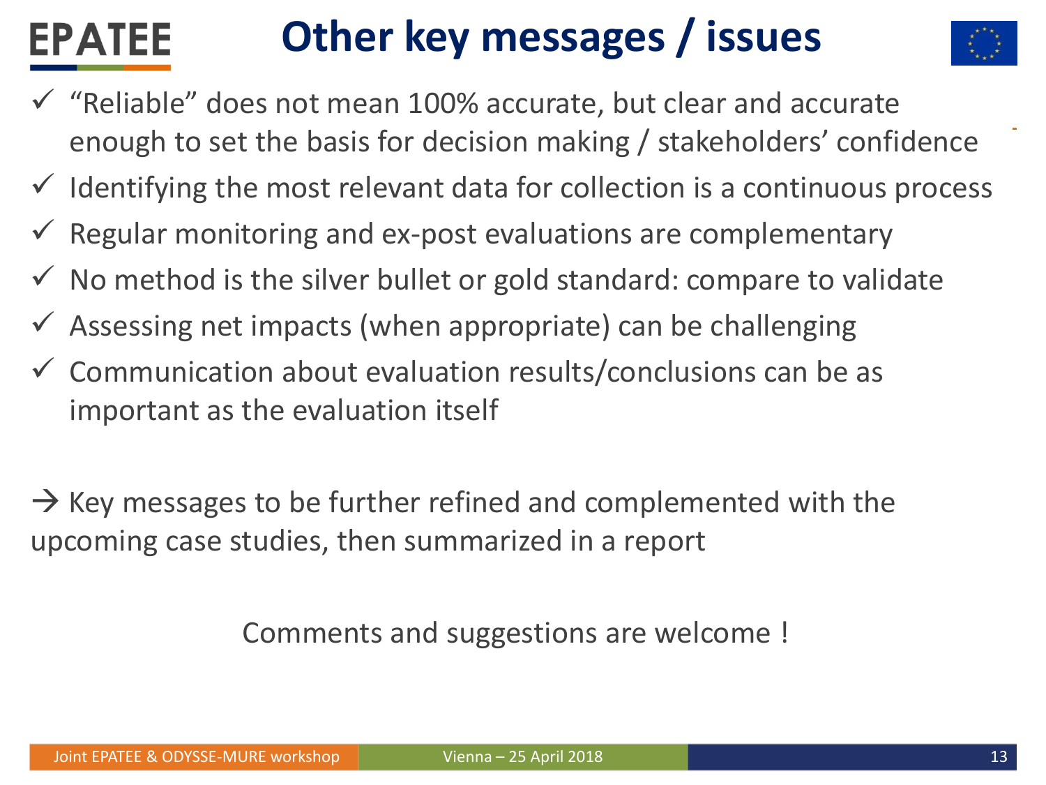# Other key messages / issues

- ✓ "Reliable" does not mean 100% accurate, but clear and accurate enough to set the basis for decision making / stakeholders' confidence
- ✓ Identifying the most relevant data for collection is a continuous process
- ✓ Regular monitoring and ex-post evaluations are complementary
- ✓ No method is the silver bullet or gold standard: compare to validate
- ✓ Assessing net impacts (when appropriate) can be challenging
- ✓ Communication about evaluation results/conclusions can be as important as the evaluation itself

→ Key messages to be further refined and complemented with the upcoming case studies, then summarized in a report

Comments and suggestions are welcome !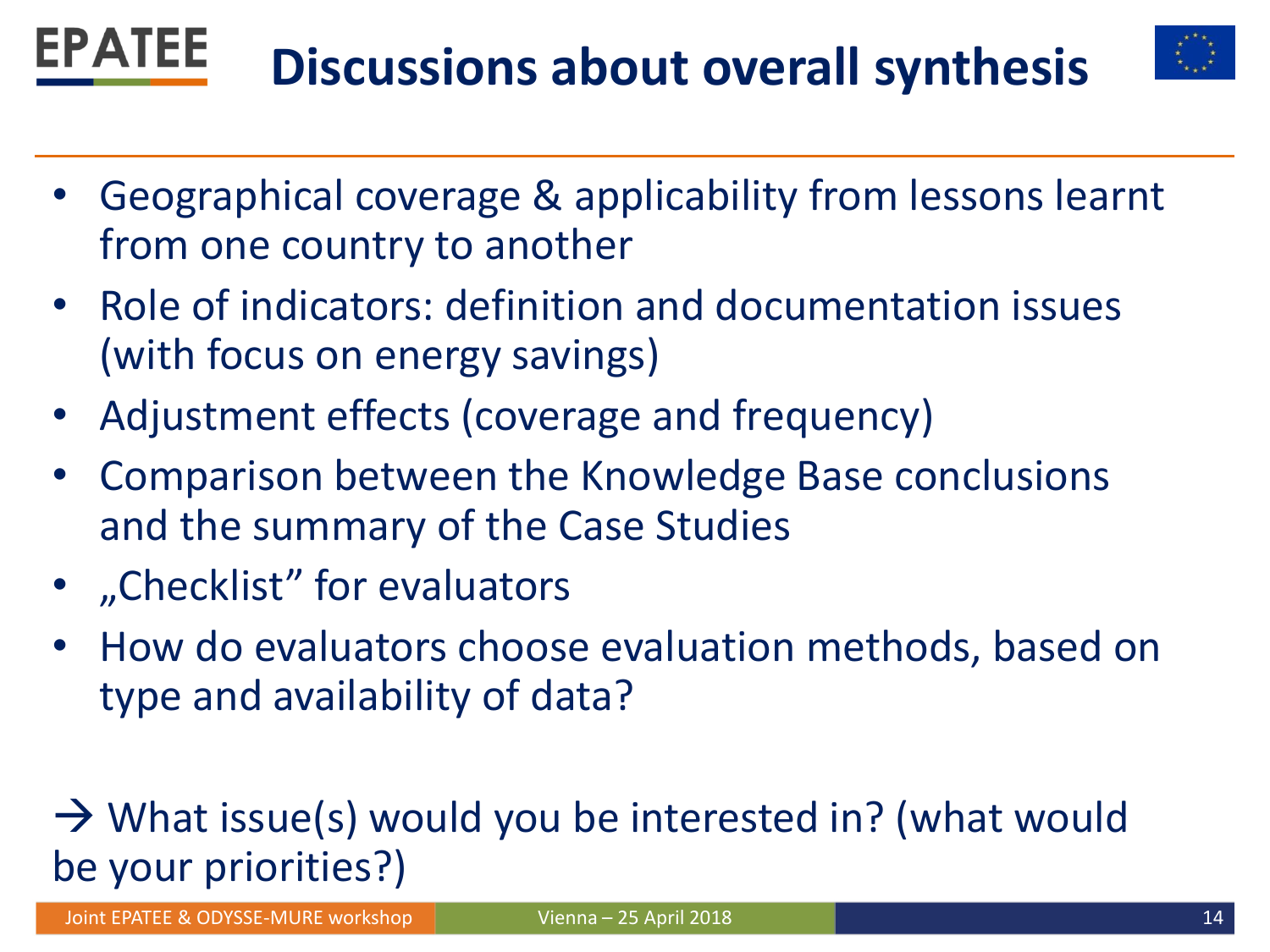# Discussions about overall synthesis

- Geographical coverage & applicability from lessons learnt from one country to another
- Role of indicators: definition and documentation issues (with focus on energy savings)
- Adjustment effects (coverage and frequency)
- Comparison between the Knowledge Base conclusions and the summary of the Case Studies
- „Checklist" for evaluators
- How do evaluators choose evaluation methods, based on type and availability of data?

→ What issue(s) would you be interested in? (what would be your priorities?)